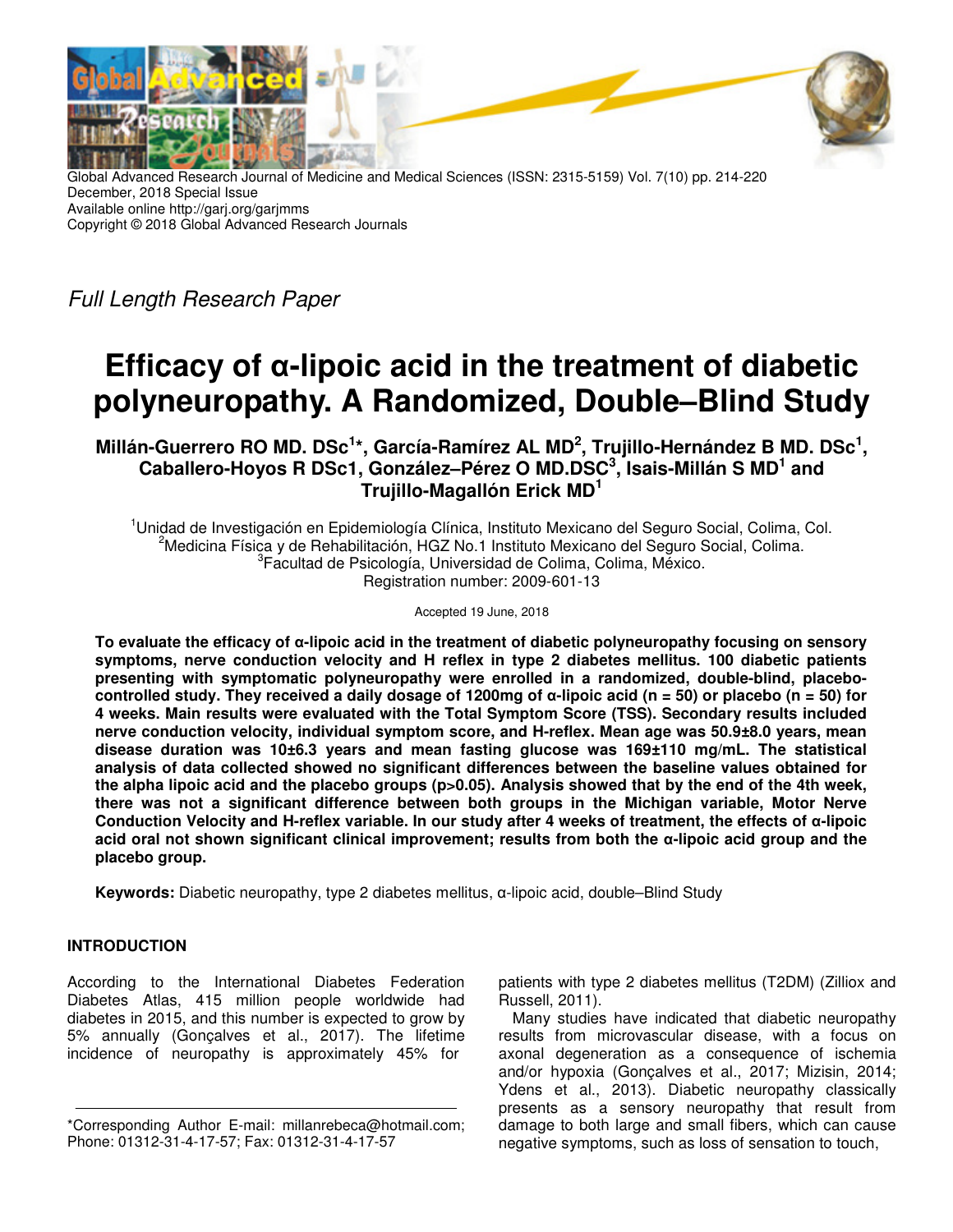Global Advanced Research Journal of Medicine and Medical Sciences (ISSN: 2315-5159) Vol. 7(10) pp. 214-220
December, 2018 Special Issue
Available online http://garj.org/garjmms
Copyright © 2018 Global Advanced Research Journals

*Full Length Research Paper*

# Efficacy of α-lipoic acid in the treatment of diabetic polyneuropathy. A Randomized, Double–Blind Study

**Millán-Guerrero RO MD. DSc[1]*, García-Ramírez AL MD[2], Trujillo-Hernández B MD. DSc[1], Caballero-Hoyos R DSc1, González–Pérez O MD.DSC[3], Isais-Millán S MD[1] and Trujillo-Magallón Erick MD[1]**

[1]Unidad de Investigación en Epidemiología Clínica, Instituto Mexicano del Seguro Social, Colima, Col.
[2]Medicina Física y de Rehabilitación, HGZ No.1 Instituto Mexicano del Seguro Social, Colima.
[3]Facultad de Psicología, Universidad de Colima, Colima, México.
Registration number: 2009-601-13

Accepted 19 June, 2018

**To evaluate the efficacy of α-lipoic acid in the treatment of diabetic polyneuropathy focusing on sensory symptoms, nerve conduction velocity and H reflex in type 2 diabetes mellitus. 100 diabetic patients presenting with symptomatic polyneuropathy were enrolled in a randomized, double-blind, placebo-controlled study. They received a daily dosage of 1200mg of α-lipoic acid (n = 50) or placebo (n = 50) for 4 weeks. Main results were evaluated with the Total Symptom Score (TSS). Secondary results included nerve conduction velocity, individual symptom score, and H-reflex. Mean age was 50.9±8.0 years, mean disease duration was 10±6.3 years and mean fasting glucose was 169±110 mg/mL. The statistical analysis of data collected showed no significant differences between the baseline values obtained for the alpha lipoic acid and the placebo groups (p>0.05). Analysis showed that by the end of the 4th week, there was not a significant difference between both groups in the Michigan variable, Motor Nerve Conduction Velocity and H-reflex variable. In our study after 4 weeks of treatment, the effects of α-lipoic acid oral not shown significant clinical improvement; results from both the α-lipoic acid group and the placebo group.**

**Keywords:** Diabetic neuropathy, type 2 diabetes mellitus, α-lipoic acid, double–Blind Study

## INTRODUCTION

According to the International Diabetes Federation Diabetes Atlas, 415 million people worldwide had diabetes in 2015, and this number is expected to grow by 5% annually (Gonçalves et al., 2017). The lifetime incidence of neuropathy is approximately 45% for patients with type 2 diabetes mellitus (T2DM) (Zilliox and Russell, 2011).

Many studies have indicated that diabetic neuropathy results from microvascular disease, with a focus on axonal degeneration as a consequence of ischemia and/or hypoxia (Gonçalves et al., 2017; Mizisin, 2014; Ydens et al., 2013). Diabetic neuropathy classically presents as a sensory neuropathy that result from damage to both large and small fibers, which can cause negative symptoms, such as loss of sensation to touch,

*Corresponding Author E-mail: millanrebeca@hotmail.com; Phone: 01312-31-4-17-57; Fax: 01312-31-4-17-57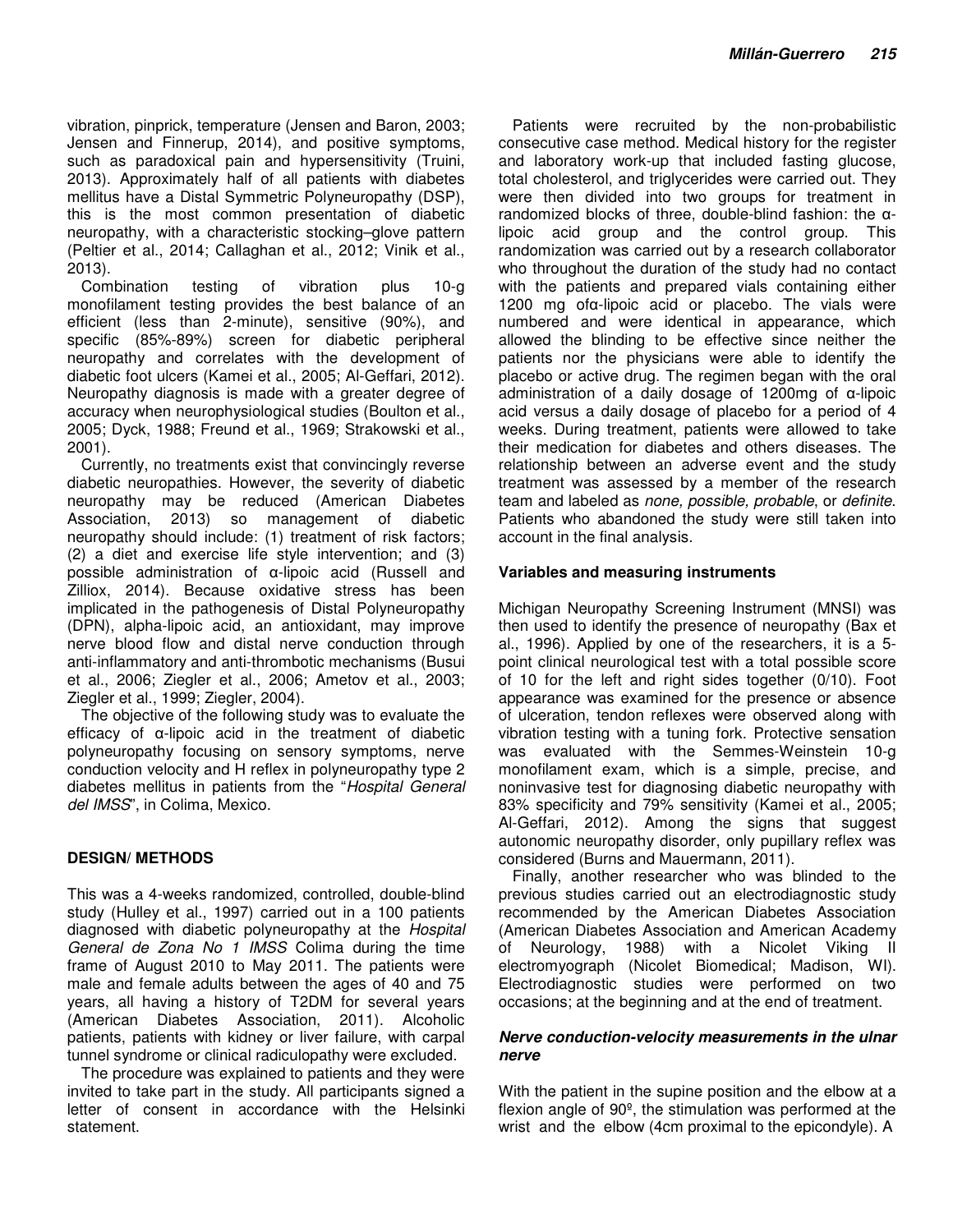vibration, pinprick, temperature (Jensen and Baron, 2003; Jensen and Finnerup, 2014), and positive symptoms, such as paradoxical pain and hypersensitivity (Truini, 2013). Approximately half of all patients with diabetes mellitus have a Distal Symmetric Polyneuropathy (DSP), this is the most common presentation of diabetic neuropathy, with a characteristic stocking–glove pattern (Peltier et al., 2014; Callaghan et al., 2012; Vinik et al., 2013).

Combination testing of vibration plus 10-g monofilament testing provides the best balance of an efficient (less than 2-minute), sensitive (90%), and specific (85%-89%) screen for diabetic peripheral neuropathy and correlates with the development of diabetic foot ulcers (Kamei et al., 2005; Al-Geffari, 2012). Neuropathy diagnosis is made with a greater degree of accuracy when neurophysiological studies (Boulton et al., 2005; Dyck, 1988; Freund et al., 1969; Strakowski et al., 2001).

Currently, no treatments exist that convincingly reverse diabetic neuropathies. However, the severity of diabetic neuropathy may be reduced (American Diabetes Association, 2013) so management of diabetic neuropathy should include: (1) treatment of risk factors; (2) a diet and exercise life style intervention; and (3) possible administration of α-lipoic acid (Russell and Zilliox, 2014). Because oxidative stress has been implicated in the pathogenesis of Distal Polyneuropathy (DPN), alpha-lipoic acid, an antioxidant, may improve nerve blood flow and distal nerve conduction through anti-inflammatory and anti-thrombotic mechanisms (Busui et al., 2006; Ziegler et al., 2006; Ametov et al., 2003; Ziegler et al., 1999; Ziegler, 2004).

The objective of the following study was to evaluate the efficacy of α-lipoic acid in the treatment of diabetic polyneuropathy focusing on sensory symptoms, nerve conduction velocity and H reflex in polyneuropathy type 2 diabetes mellitus in patients from the "*Hospital General del IMSS*", in Colima, Mexico.

## DESIGN/ METHODS

This was a 4-weeks randomized, controlled, double-blind study (Hulley et al., 1997) carried out in a 100 patients diagnosed with diabetic polyneuropathy at the *Hospital General de Zona No 1 IMSS* Colima during the time frame of August 2010 to May 2011. The patients were male and female adults between the ages of 40 and 75 years, all having a history of T2DM for several years (American Diabetes Association, 2011). Alcoholic patients, patients with kidney or liver failure, with carpal tunnel syndrome or clinical radiculopathy were excluded.

The procedure was explained to patients and they were invited to take part in the study. All participants signed a letter of consent in accordance with the Helsinki statement.

Patients were recruited by the non-probabilistic consecutive case method. Medical history for the register and laboratory work-up that included fasting glucose, total cholesterol, and triglycerides were carried out. They were then divided into two groups for treatment in randomized blocks of three, double-blind fashion: the α-lipoic acid group and the control group. This randomization was carried out by a research collaborator who throughout the duration of the study had no contact with the patients and prepared vials containing either 1200 mg ofα-lipoic acid or placebo. The vials were numbered and were identical in appearance, which allowed the blinding to be effective since neither the patients nor the physicians were able to identify the placebo or active drug. The regimen began with the oral administration of a daily dosage of 1200mg of α-lipoic acid versus a daily dosage of placebo for a period of 4 weeks. During treatment, patients were allowed to take their medication for diabetes and others diseases. The relationship between an adverse event and the study treatment was assessed by a member of the research team and labeled as *none, possible, probable*, or *definite.* Patients who abandoned the study were still taken into account in the final analysis.

### Variables and measuring instruments

Michigan Neuropathy Screening Instrument (MNSI) was then used to identify the presence of neuropathy (Bax et al., 1996). Applied by one of the researchers, it is a 5-point clinical neurological test with a total possible score of 10 for the left and right sides together (0/10). Foot appearance was examined for the presence or absence of ulceration, tendon reflexes were observed along with vibration testing with a tuning fork. Protective sensation was evaluated with the Semmes-Weinstein 10-g monofilament exam, which is a simple, precise, and noninvasive test for diagnosing diabetic neuropathy with 83% specificity and 79% sensitivity (Kamei et al., 2005; Al-Geffari, 2012). Among the signs that suggest autonomic neuropathy disorder, only pupillary reflex was considered (Burns and Mauermann, 2011).

Finally, another researcher who was blinded to the previous studies carried out an electrodiagnostic study recommended by the American Diabetes Association (American Diabetes Association and American Academy of Neurology, 1988) with a Nicolet Viking II electromyograph (Nicolet Biomedical; Madison, WI). Electrodiagnostic studies were performed on two occasions; at the beginning and at the end of treatment.

#### *Nerve conduction-velocity measurements in the ulnar nerve*

With the patient in the supine position and the elbow at a flexion angle of 90º, the stimulation was performed at the wrist and the elbow (4cm proximal to the epicondyle). A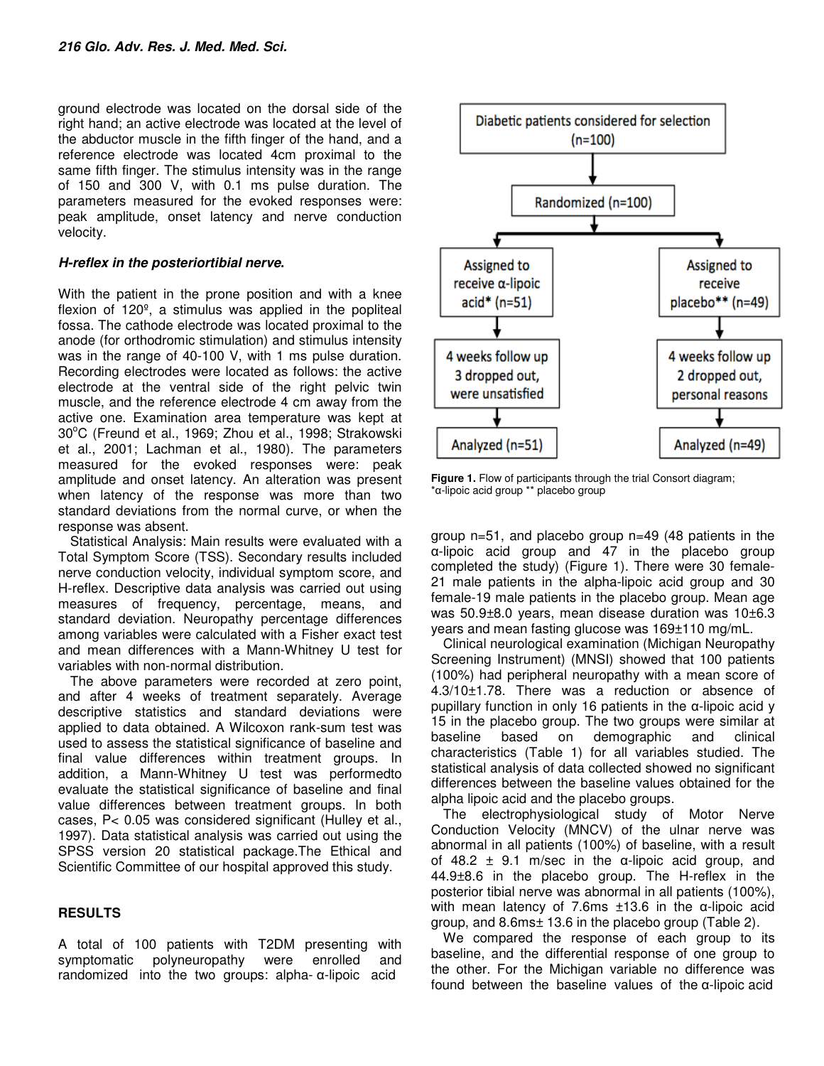ground electrode was located on the dorsal side of the right hand; an active electrode was located at the level of the abductor muscle in the fifth finger of the hand, and a reference electrode was located 4cm proximal to the same fifth finger. The stimulus intensity was in the range of 150 and 300 V, with 0.1 ms pulse duration. The parameters measured for the evoked responses were: peak amplitude, onset latency and nerve conduction velocity.

***H-reflex in the posteriortibial nerve.***

With the patient in the prone position and with a knee flexion of 120º, a stimulus was applied in the popliteal fossa. The cathode electrode was located proximal to the anode (for orthodromic stimulation) and stimulus intensity was in the range of 40-100 V, with 1 ms pulse duration. Recording electrodes were located as follows: the active electrode at the ventral side of the right pelvic twin muscle, and the reference electrode 4 cm away from the active one. Examination area temperature was kept at 30°C (Freund et al., 1969; Zhou et al., 1998; Strakowski et al., 2001; Lachman et al., 1980). The parameters measured for the evoked responses were: peak amplitude and onset latency. An alteration was present when latency of the response was more than two standard deviations from the normal curve, or when the response was absent.

Statistical Analysis: Main results were evaluated with a Total Symptom Score (TSS). Secondary results included nerve conduction velocity, individual symptom score, and H-reflex. Descriptive data analysis was carried out using measures of frequency, percentage, means, and standard deviation. Neuropathy percentage differences among variables were calculated with a Fisher exact test and mean differences with a Mann-Whitney U test for variables with non-normal distribution.

The above parameters were recorded at zero point, and after 4 weeks of treatment separately. Average descriptive statistics and standard deviations were applied to data obtained. A Wilcoxon rank-sum test was used to assess the statistical significance of baseline and final value differences within treatment groups. In addition, a Mann-Whitney U test was performedto evaluate the statistical significance of baseline and final value differences between treatment groups. In both cases, $P < 0.05$ was considered significant (Hulley et al., 1997). Data statistical analysis was carried out using the SPSS version 20 statistical package.The Ethical and Scientific Committee of our hospital approved this study.

## RESULTS

A total of 100 patients with T2DM presenting with symptomatic polyneuropathy were enrolled and randomized into the two groups: alpha- α-lipoic acid

Diabetic patients considered for selection (n=100)

Randomized (n=100)

| Assigned to receive α-lipoic acid* (n=51) | Assigned to receive placebo** (n=49) |
|---|---|
| 4 weeks follow up 3 dropped out, were unsatisfied | 4 weeks follow up 2 dropped out, personal reasons |
| Analyzed (n=51) | Analyzed (n=49) |

**Figure 1.** Flow of participants through the trial Consort diagram; *α-lipoic acid group ** placebo group

group n=51, and placebo group n=49 (48 patients in the α-lipoic acid group and 47 in the placebo group completed the study) (Figure 1). There were 30 female-21 male patients in the alpha-lipoic acid group and 30 female-19 male patients in the placebo group. Mean age was 50.9±8.0 years, mean disease duration was 10±6.3 years and mean fasting glucose was 169±110 mg/mL.

Clinical neurological examination (Michigan Neuropathy Screening Instrument) (MNSI) showed that 100 patients (100%) had peripheral neuropathy with a mean score of 4.3/10±1.78. There was a reduction or absence of pupillary function in only 16 patients in the α-lipoic acid y 15 in the placebo group. The two groups were similar at baseline based on demographic and clinical characteristics (Table 1) for all variables studied. The statistical analysis of data collected showed no significant differences between the baseline values obtained for the alpha lipoic acid and the placebo groups.

The electrophysiological study of Motor Nerve Conduction Velocity (MNCV) of the ulnar nerve was abnormal in all patients (100%) of baseline, with a result of 48.2 ± 9.1 m/sec in the α-lipoic acid group, and 44.9±8.6 in the placebo group. The H-reflex in the posterior tibial nerve was abnormal in all patients (100%), with mean latency of 7.6ms ±13.6 in the α-lipoic acid group, and 8.6ms± 13.6 in the placebo group (Table 2).

We compared the response of each group to its baseline, and the differential response of one group to the other. For the Michigan variable no difference was found between the baseline values of the α-lipoic acid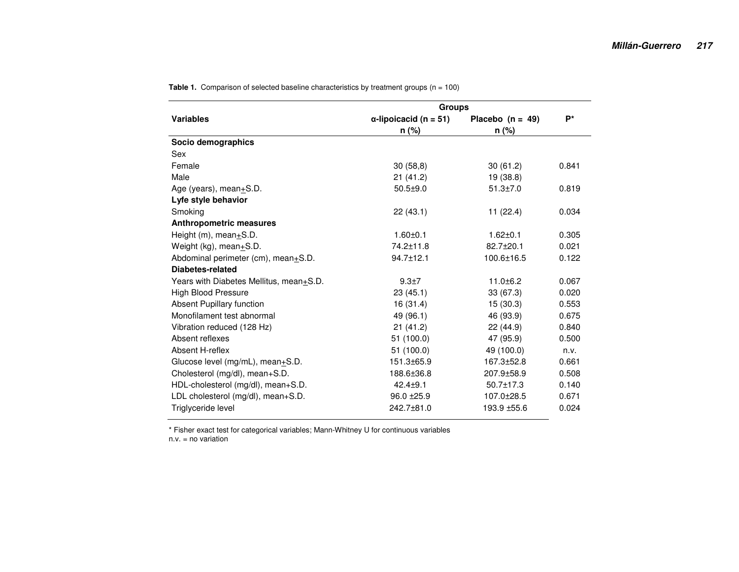**Table 1.** Comparison of selected baseline characteristics by treatment groups (n = 100)

| Variables | Groups | | P* |
|---|---|---|---|
| | α-lipoicacid (n = 51) n (%) | Placebo (n = 49) n (%) | |
| **Socio demographics** | | | |
| Sex | | | |
| Female | 30 (58,8) | 30 (61.2) | 0.841 |
| Male | 21 (41.2) | 19 (38.8) | |
| Age (years), mean±S.D. | 50.5±9.0 | 51.3±7.0 | 0.819 |
| **Lyfe style behavior** | | | |
| Smoking | 22 (43.1) | 11 (22.4) | 0.034 |
| **Anthropometric measures** | | | |
| Height (m), mean±S.D. | 1.60±0.1 | 1.62±0.1 | 0.305 |
| Weight (kg), mean±S.D. | 74.2±11.8 | 82.7±20.1 | 0.021 |
| Abdominal perimeter (cm), mean±S.D. | 94.7±12.1 | 100.6±16.5 | 0.122 |
| **Diabetes-related** | | | |
| Years with Diabetes Mellitus, mean±S.D. | 9.3±7 | 11.0±6.2 | 0.067 |
| High Blood Pressure | 23 (45.1) | 33 (67.3) | 0.020 |
| Absent Pupillary function | 16 (31.4) | 15 (30.3) | 0.553 |
| Monofilament test abnormal | 49 (96.1) | 46 (93.9) | 0.675 |
| Vibration reduced (128 Hz) | 21 (41.2) | 22 (44.9) | 0.840 |
| Absent reflexes | 51 (100.0) | 47 (95.9) | 0.500 |
| Absent H-reflex | 51 (100.0) | 49 (100.0) | n.v. |
| Glucose level (mg/mL), mean±S.D. | 151.3±65.9 | 167.3±52.8 | 0.661 |
| Cholesterol (mg/dl), mean+S.D. | 188.6±36.8 | 207.9±58.9 | 0.508 |
| HDL-cholesterol (mg/dl), mean+S.D. | 42.4±9.1 | 50.7±17.3 | 0.140 |
| LDL cholesterol (mg/dl), mean+S.D. | 96.0 ±25.9 | 107.0±28.5 | 0.671 |
| Triglyceride level | 242.7±81.0 | 193.9 ±55.6 | 0.024 |

* Fisher exact test for categorical variables; Mann-Whitney U for continuous variables
n.v. = no variation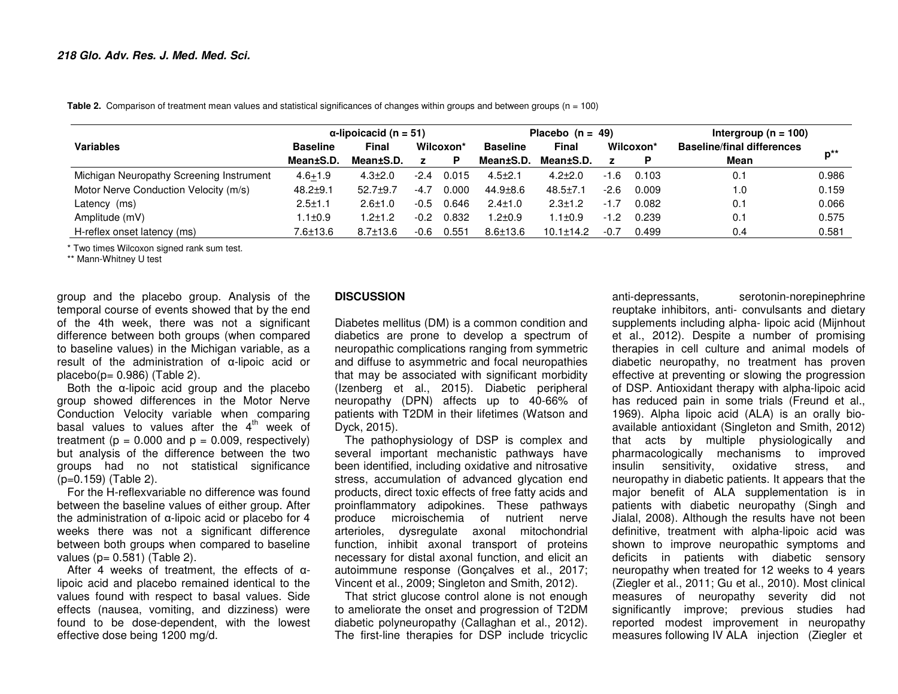**Table 2.** Comparison of treatment mean values and statistical significances of changes within groups and between groups (n = 100)

| Variables | α-lipoicacid (n = 51) | | | | Placebo (n = 49) | | | | Intergroup (n = 100) | |
|---|---|---|---|---|---|---|---|---|---|---|
| | Baseline | Final | Wilcoxon* | | Baseline | Final | Wilcoxon* | | Baseline/final differences | p** |
| | Mean±S.D. | Mean±S.D. | z | P | Mean±S.D. | Mean±S.D. | z | P | Mean | |
| Michigan Neuropathy Screening Instrument | 4.6±1.9 | 4.3±2.0 | -2.4 | 0.015 | 4.5±2.1 | 4.2±2.0 | -1.6 | 0.103 | 0.1 | 0.986 |
| Motor Nerve Conduction Velocity (m/s) | 48.2±9.1 | 52.7±9.7 | -4.7 | 0.000 | 44.9±8.6 | 48.5±7.1 | -2.6 | 0.009 | 1.0 | 0.159 |
| Latency (ms) | 2.5±1.1 | 2.6±1.0 | -0.5 | 0.646 | 2.4±1.0 | 2.3±1.2 | -1.7 | 0.082 | 0.1 | 0.066 |
| Amplitude (mV) | 1.1±0.9 | 1.2±1.2 | -0.2 | 0.832 | 1.2±0.9 | 1.1±0.9 | -1.2 | 0.239 | 0.1 | 0.575 |
| H-reflex onset latency (ms) | 7.6±13.6 | 8.7±13.6 | -0.6 | 0.551 | 8.6±13.6 | 10.1±14.2 | -0.7 | 0.499 | 0.4 | 0.581 |

\* Two times Wilcoxon signed rank sum test.
\*\* Mann-Whitney U test

group and the placebo group. Analysis of the temporal course of events showed that by the end of the 4th week, there was not a significant difference between both groups (when compared to baseline values) in the Michigan variable, as a result of the administration of α-lipoic acid or placebo($p= 0.986$) (Table 2).

Both the α-lipoic acid group and the placebo group showed differences in the Motor Nerve Conduction Velocity variable when comparing basal values to values after the 4th week of treatment ($p = 0.000$ and $p = 0.009$, respectively) but analysis of the difference between the two groups had no not statistical significance ($p=0.159$) (Table 2).

For the H-reflexvariable no difference was found between the baseline values of either group. After the administration of α-lipoic acid or placebo for 4 weeks there was not a significant difference between both groups when compared to baseline values ($p= 0.581$) (Table 2).

After 4 weeks of treatment, the effects of α-lipoic acid and placebo remained identical to the values found with respect to basal values. Side effects (nausea, vomiting, and dizziness) were found to be dose-dependent, with the lowest effective dose being 1200 mg/d.

## DISCUSSION

Diabetes mellitus (DM) is a common condition and diabetics are prone to develop a spectrum of neuropathic complications ranging from symmetric and diffuse to asymmetric and focal neuropathies that may be associated with significant morbidity (Izenberg et al., 2015). Diabetic peripheral neuropathy (DPN) affects up to 40-66% of patients with T2DM in their lifetimes (Watson and Dyck, 2015).

The pathophysiology of DSP is complex and several important mechanistic pathways have been identified, including oxidative and nitrosative stress, accumulation of advanced glycation end products, direct toxic effects of free fatty acids and proinflammatory adipokines. These pathways produce microischemia of nutrient nerve arterioles, dysregulate axonal mitochondrial function, inhibit axonal transport of proteins necessary for distal axonal function, and elicit an autoimmune response (Gonçalves et al., 2017; Vincent et al., 2009; Singleton and Smith, 2012).

That strict glucose control alone is not enough to ameliorate the onset and progression of T2DM diabetic polyneuropathy (Callaghan et al., 2012). The first-line therapies for DSP include tricyclic anti-depressants, serotonin-norepinephrine reuptake inhibitors, anti- convulsants and dietary supplements including alpha- lipoic acid (Mijnhout et al., 2012). Despite a number of promising therapies in cell culture and animal models of diabetic neuropathy, no treatment has proven effective at preventing or slowing the progression of DSP. Antioxidant therapy with alpha-lipoic acid has reduced pain in some trials (Freund et al., 1969). Alpha lipoic acid (ALA) is an orally bio-available antioxidant (Singleton and Smith, 2012) that acts by multiple physiologically and pharmacologically mechanisms to improved insulin sensitivity, oxidative stress, and neuropathy in diabetic patients. It appears that the major benefit of ALA supplementation is in patients with diabetic neuropathy (Singh and Jialal, 2008). Although the results have not been definitive, treatment with alpha-lipoic acid was shown to improve neuropathic symptoms and deficits in patients with diabetic sensory neuropathy when treated for 12 weeks to 4 years (Ziegler et al., 2011; Gu et al., 2010). Most clinical measures of neuropathy severity did not significantly improve; previous studies had reported modest improvement in neuropathy measures following IV ALA injection (Ziegler et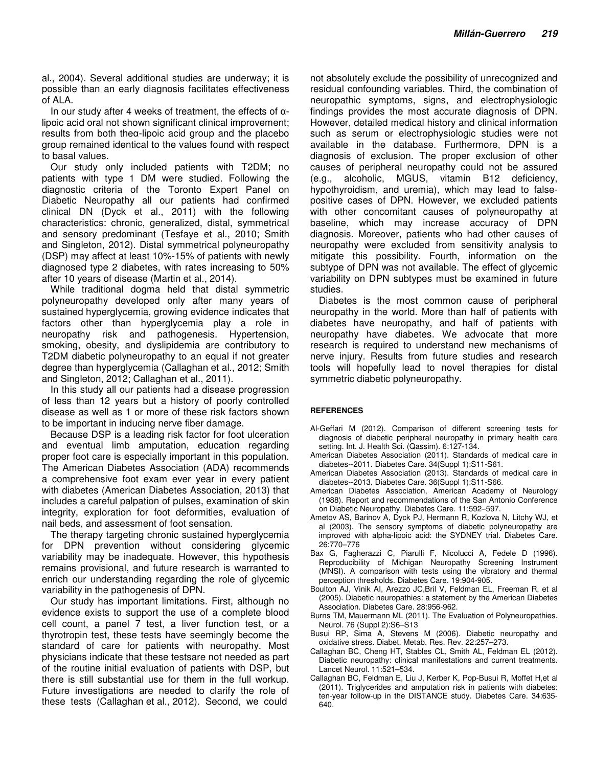al., 2004). Several additional studies are underway; it is possible than an early diagnosis facilitates effectiveness of ALA.

In our study after 4 weeks of treatment, the effects of α-lipoic acid oral not shown significant clinical improvement; results from both theα-lipoic acid group and the placebo group remained identical to the values found with respect to basal values.

Our study only included patients with T2DM; no patients with type 1 DM were studied. Following the diagnostic criteria of the Toronto Expert Panel on Diabetic Neuropathy all our patients had confirmed clinical DN (Dyck et al., 2011) with the following characteristics: chronic, generalized, distal, symmetrical and sensory predominant (Tesfaye et al., 2010; Smith and Singleton, 2012). Distal symmetrical polyneuropathy (DSP) may affect at least 10%-15% of patients with newly diagnosed type 2 diabetes, with rates increasing to 50% after 10 years of disease (Martin et al., 2014).

While traditional dogma held that distal symmetric polyneuropathy developed only after many years of sustained hyperglycemia, growing evidence indicates that factors other than hyperglycemia play a role in neuropathy risk and pathogenesis. Hypertension, smoking, obesity, and dyslipidemia are contributory to T2DM diabetic polyneuropathy to an equal if not greater degree than hyperglycemia (Callaghan et al., 2012; Smith and Singleton, 2012; Callaghan et al., 2011).

In this study all our patients had a disease progression of less than 12 years but a history of poorly controlled disease as well as 1 or more of these risk factors shown to be important in inducing nerve fiber damage.

Because DSP is a leading risk factor for foot ulceration and eventual limb amputation, education regarding proper foot care is especially important in this population. The American Diabetes Association (ADA) recommends a comprehensive foot exam ever year in every patient with diabetes (American Diabetes Association, 2013) that includes a careful palpation of pulses, examination of skin integrity, exploration for foot deformities, evaluation of nail beds, and assessment of foot sensation.

The therapy targeting chronic sustained hyperglycemia for DPN prevention without considering glycemic variability may be inadequate. However, this hypothesis remains provisional, and future research is warranted to enrich our understanding regarding the role of glycemic variability in the pathogenesis of DPN.

Our study has important limitations. First, although no evidence exists to support the use of a complete blood cell count, a panel 7 test, a liver function test, or a thyrotropin test, these tests have seemingly become the standard of care for patients with neuropathy. Most physicians indicate that these testsare not needed as part of the routine initial evaluation of patients with DSP, but there is still substantial use for them in the full workup. Future investigations are needed to clarify the role of these tests (Callaghan et al., 2012). Second, we could not absolutely exclude the possibility of unrecognized and residual confounding variables. Third, the combination of neuropathic symptoms, signs, and electrophysiologic findings provides the most accurate diagnosis of DPN. However, detailed medical history and clinical information such as serum or electrophysiologic studies were not available in the database. Furthermore, DPN is a diagnosis of exclusion. The proper exclusion of other causes of peripheral neuropathy could not be assured (e.g., alcoholic, MGUS, vitamin B12 deficiency, hypothyroidism, and uremia), which may lead to false-positive cases of DPN. However, we excluded patients with other concomitant causes of polyneuropathy at baseline, which may increase accuracy of DPN diagnosis. Moreover, patients who had other causes of neuropathy were excluded from sensitivity analysis to mitigate this possibility. Fourth, information on the subtype of DPN was not available. The effect of glycemic variability on DPN subtypes must be examined in future studies.

Diabetes is the most common cause of peripheral neuropathy in the world. More than half of patients with diabetes have neuropathy, and half of patients with neuropathy have diabetes. We advocate that more research is required to understand new mechanisms of nerve injury. Results from future studies and research tools will hopefully lead to novel therapies for distal symmetric diabetic polyneuropathy.

## REFERENCES

Al-Geffari M (2012). Comparison of different screening tests for diagnosis of diabetic peripheral neuropathy in primary health care setting. Int. J. Health Sci. (Qassim). 6:127-134.

American Diabetes Association (2011). Standards of medical care in diabetes--2011. Diabetes Care. 34(Suppl 1):S11-S61.

American Diabetes Association (2013). Standards of medical care in diabetes--2013. Diabetes Care. 36(Suppl 1):S11-S66.

American Diabetes Association, American Academy of Neurology (1988). Report and recommendations of the San Antonio Conference on Diabetic Neuropathy. Diabetes Care. 11:592–597.

Ametov AS, Barinov A, Dyck PJ, Hermann R, Kozlova N, Litchy WJ, et al (2003). The sensory symptoms of diabetic polyneuropathy are improved with alpha-lipoic acid: the SYDNEY trial. Diabetes Care. 26:770–776

Bax G, Fagherazzi C, Piarulli F, Nicolucci A, Fedele D (1996). Reproducibility of Michigan Neuropathy Screening Instrument (MNSI). A comparison with tests using the vibratory and thermal perception thresholds. Diabetes Care. 19:904-905.

Boulton AJ, Vinik AI, Arezzo JC,Bril V, Feldman EL, Freeman R, et al (2005). Diabetic neuropathies: a statement by the American Diabetes Association. Diabetes Care. 28:956-962.

Burns TM, Mauermann ML (2011). The Evaluation of Polyneuropathies. Neurol. 76 (Suppl 2):S6–S13

Busui RP, Sima A, Stevens M (2006). Diabetic neuropathy and oxidative stress. Diabet. Metab. Res. Rev. 22:257–273.

Callaghan BC, Cheng HT, Stables CL, Smith AL, Feldman EL (2012). Diabetic neuropathy: clinical manifestations and current treatments. Lancet Neurol. 11:521–534.

Callaghan BC, Feldman E, Liu J, Kerber K, Pop-Busui R, Moffet H,et al (2011). Triglycerides and amputation risk in patients with diabetes: ten-year follow-up in the DISTANCE study. Diabetes Care. 34:635-640.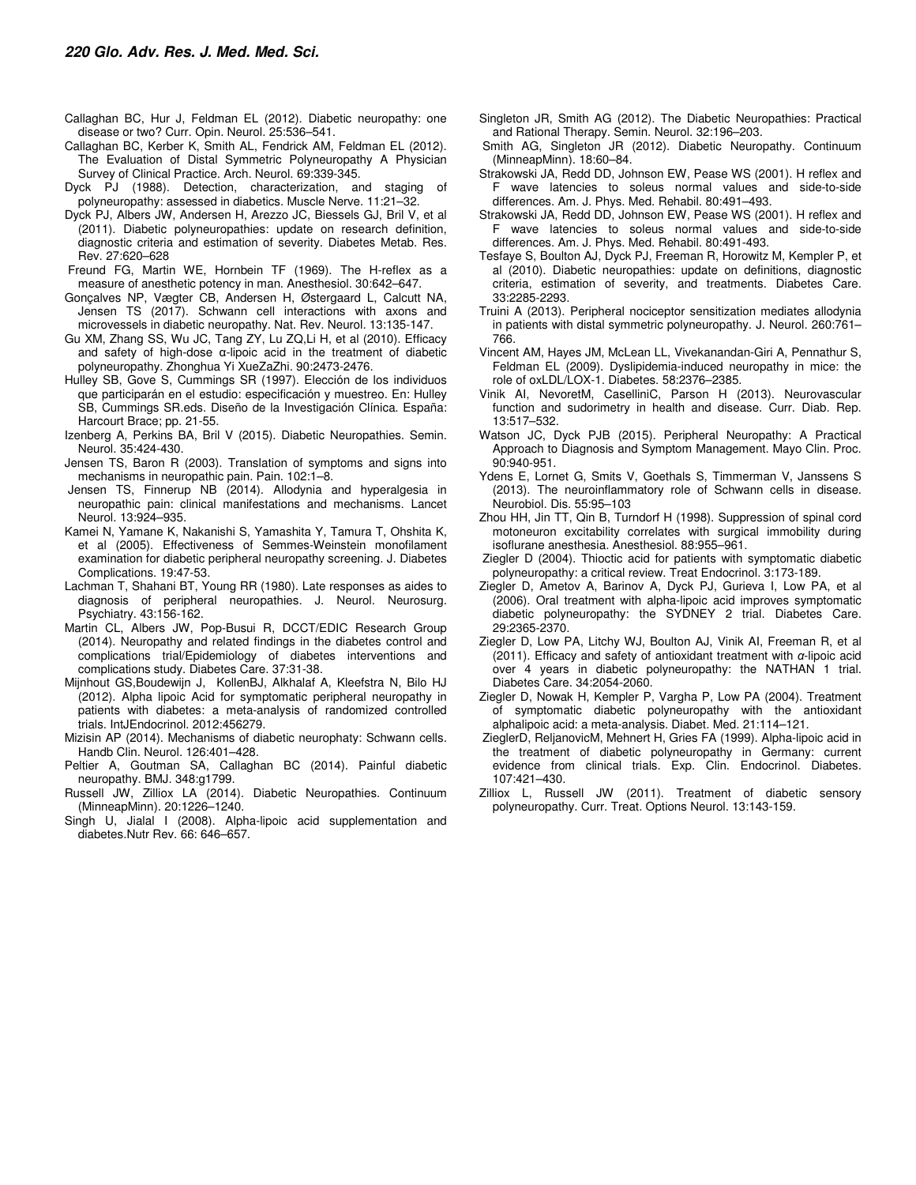Callaghan BC, Hur J, Feldman EL (2012). Diabetic neuropathy: one disease or two? Curr. Opin. Neurol. 25:536–541.

Callaghan BC, Kerber K, Smith AL, Fendrick AM, Feldman EL (2012). The Evaluation of Distal Symmetric Polyneuropathy A Physician Survey of Clinical Practice. Arch. Neurol. 69:339-345.

Dyck PJ (1988). Detection, characterization, and staging of polyneuropathy: assessed in diabetics. Muscle Nerve. 11:21–32.

Dyck PJ, Albers JW, Andersen H, Arezzo JC, Biessels GJ, Bril V, et al (2011). Diabetic polyneuropathies: update on research definition, diagnostic criteria and estimation of severity. Diabetes Metab. Res. Rev. 27:620–628

Freund FG, Martin WE, Hornbein TF (1969). The H-reflex as a measure of anesthetic potency in man. Anesthesiol. 30:642–647.

Gonçalves NP, Vægter CB, Andersen H, Østergaard L, Calcutt NA, Jensen TS (2017). Schwann cell interactions with axons and microvessels in diabetic neuropathy. Nat. Rev. Neurol. 13:135-147.

Gu XM, Zhang SS, Wu JC, Tang ZY, Lu ZQ,Li H, et al (2010). Efficacy and safety of high-dose α-lipoic acid in the treatment of diabetic polyneuropathy. Zhonghua Yi XueZaZhi. 90:2473-2476.

Hulley SB, Gove S, Cummings SR (1997). Elección de los individuos que participarán en el estudio: especificación y muestreo. En: Hulley SB, Cummings SR.eds. Diseño de la Investigación Clínica. España: Harcourt Brace; pp. 21-55.

Izenberg A, Perkins BA, Bril V (2015). Diabetic Neuropathies. Semin. Neurol. 35:424-430.

Jensen TS, Baron R (2003). Translation of symptoms and signs into mechanisms in neuropathic pain. Pain. 102:1–8.

Jensen TS, Finnerup NB (2014). Allodynia and hyperalgesia in neuropathic pain: clinical manifestations and mechanisms. Lancet Neurol. 13:924–935.

Kamei N, Yamane K, Nakanishi S, Yamashita Y, Tamura T, Ohshita K, et al (2005). Effectiveness of Semmes-Weinstein monofilament examination for diabetic peripheral neuropathy screening. J. Diabetes Complications. 19:47-53.

Lachman T, Shahani BT, Young RR (1980). Late responses as aides to diagnosis of peripheral neuropathies. J. Neurol. Neurosurg. Psychiatry. 43:156-162.

Martin CL, Albers JW, Pop-Busui R, DCCT/EDIC Research Group (2014). Neuropathy and related findings in the diabetes control and complications trial/Epidemiology of diabetes interventions and complications study. Diabetes Care. 37:31-38.

Mijnhout GS,Boudewijn J, KollenBJ, Alkhalaf A, Kleefstra N, Bilo HJ (2012). Alpha lipoic Acid for symptomatic peripheral neuropathy in patients with diabetes: a meta-analysis of randomized controlled trials. IntJEndocrinol. 2012:456279.

Mizisin AP (2014). Mechanisms of diabetic neurophaty: Schwann cells. Handb Clin. Neurol. 126:401–428.

Peltier A, Goutman SA, Callaghan BC (2014). Painful diabetic neuropathy. BMJ. 348:g1799.

Russell JW, Zilliox LA (2014). Diabetic Neuropathies. Continuum (MinneapMinn). 20:1226–1240.

Singh U, Jialal I (2008). Alpha-lipoic acid supplementation and diabetes.Nutr Rev. 66: 646–657.

Singleton JR, Smith AG (2012). The Diabetic Neuropathies: Practical and Rational Therapy. Semin. Neurol. 32:196–203.

Smith AG, Singleton JR (2012). Diabetic Neuropathy. Continuum (MinneapMinn). 18:60–84.

Strakowski JA, Redd DD, Johnson EW, Pease WS (2001). H reflex and F wave latencies to soleus normal values and side-to-side differences. Am. J. Phys. Med. Rehabil. 80:491–493.

Strakowski JA, Redd DD, Johnson EW, Pease WS (2001). H reflex and F wave latencies to soleus normal values and side-to-side differences. Am. J. Phys. Med. Rehabil. 80:491-493.

Tesfaye S, Boulton AJ, Dyck PJ, Freeman R, Horowitz M, Kempler P, et al (2010). Diabetic neuropathies: update on definitions, diagnostic criteria, estimation of severity, and treatments. Diabetes Care. 33:2285-2293.

Truini A (2013). Peripheral nociceptor sensitization mediates allodynia in patients with distal symmetric polyneuropathy. J. Neurol. 260:761–766.

Vincent AM, Hayes JM, McLean LL, Vivekanandan-Giri A, Pennathur S, Feldman EL (2009). Dyslipidemia-induced neuropathy in mice: the role of oxLDL/LOX-1. Diabetes. 58:2376–2385.

Vinik AI, NevoretM, CasellinIC, Parson H (2013). Neurovascular function and sudorimetry in health and disease. Curr. Diab. Rep. 13:517–532.

Watson JC, Dyck PJB (2015). Peripheral Neuropathy: A Practical Approach to Diagnosis and Symptom Management. Mayo Clin. Proc. 90:940-951.

Ydens E, Lornet G, Smits V, Goethals S, Timmerman V, Janssens S (2013). The neuroinflammatory role of Schwann cells in disease. Neurobiol. Dis. 55:95–103

Zhou HH, Jin TT, Qin B, Turndorf H (1998). Suppression of spinal cord motoneuron excitability correlates with surgical immobility during isoflurane anesthesia. Anesthesiol. 88:955–961.

Ziegler D (2004). Thioctic acid for patients with symptomatic diabetic polyneuropathy: a critical review. Treat Endocrinol. 3:173-189.

Ziegler D, Ametov A, Barinov A, Dyck PJ, Gurieva I, Low PA, et al (2006). Oral treatment with alpha-lipoic acid improves symptomatic diabetic polyneuropathy: the SYDNEY 2 trial. Diabetes Care. 29:2365-2370.

Ziegler D, Low PA, Litchy WJ, Boulton AJ, Vinik AI, Freeman R, et al (2011). Efficacy and safety of antioxidant treatment with α-lipoic acid over 4 years in diabetic polyneuropathy: the NATHAN 1 trial. Diabetes Care. 34:2054-2060.

Ziegler D, Nowak H, Kempler P, Vargha P, Low PA (2004). Treatment of symptomatic diabetic polyneuropathy with the antioxidant alphalipoic acid: a meta-analysis. Diabet. Med. 21:114–121.

ZieglerD, ReljanovicM, Mehnert H, Gries FA (1999). Alpha-lipoic acid in the treatment of diabetic polyneuropathy in Germany: current evidence from clinical trials. Exp. Clin. Endocrinol. Diabetes. 107:421–430.

Zilliox L, Russell JW (2011). Treatment of diabetic sensory polyneuropathy. Curr. Treat. Options Neurol. 13:143-159.